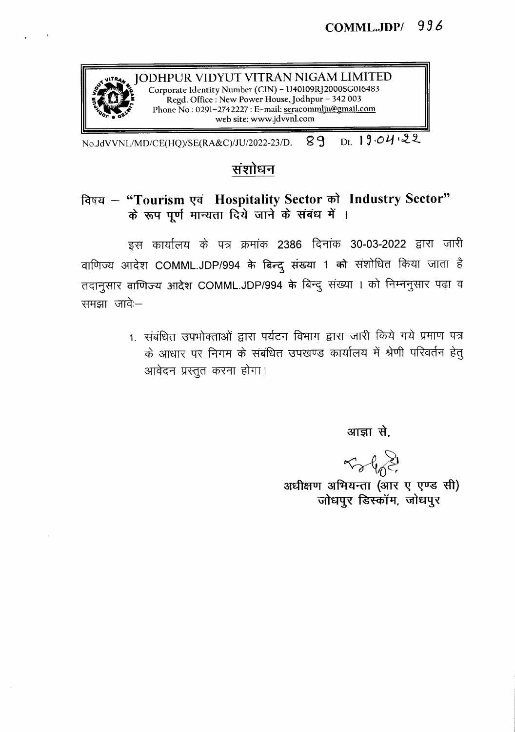**COMML.JDP/ 996**

**JODHPUR VIDYUT VITRAN NIGAM LIMITED**
Corporate Identity Number (CIN) – U40109RJ2000SG016483
Regd. Office : New Power House, Jodhpur – 342 003
Phone No : 0291-2742227 : E-mail: seracommlju@gmail.com
web site: www.jdvvnl.com

No.JdVVNL/MD/CE(HQ)/SE(RA&C)/JU/2022-23/D. 89 Dt. 19.04.22

## संशोधन

**विषय – "Tourism एवं Hospitality Sector को Industry Sector" के रूप पूर्ण मान्यता दिये जाने के संबंध में ।**

इस कार्यालय के पत्र क्रमांक 2386 दिनांक 30-03-2022 द्वारा जारी वाणिज्य आदेश COMML.JDP/994 के बिन्दु संख्या 1 को संशोधित किया जाता है तदानुसार वाणिज्य आदेश COMML.JDP/994 के बिन्दु संख्या 1 को निम्ननुसार पढ़ा व समझा जावेः–

1. संबंधित उपभोक्ताओं द्वारा पर्यटन विभाग द्वारा जारी किये गये प्रमाण पत्र के आधार पर निगम के संबंधित उपखण्ड कार्यालय में श्रेणी परिवर्तन हेतु आवेदन प्रस्तुत करना होगा।

आज्ञा से,

अधीक्षण अभियन्ता (आर ए एण्ड सी)
जोधपुर डिस्कॉम, जोधपुर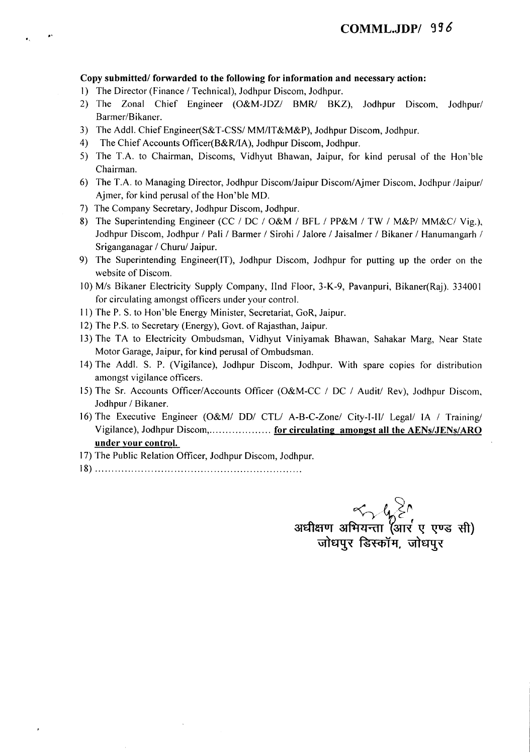COMML.JDP/ 996

**Copy submitted/ forwarded to the following for information and necessary action:**

1) The Director (Finance / Technical), Jodhpur Discom, Jodhpur.
2) The Zonal Chief Engineer (O&M-JDZ/ BMR/ BKZ), Jodhpur Discom, Jodhpur/ Barmer/Bikaner.
3) The Addl. Chief Engineer(S&T-CSS/ MM/IT&M&P), Jodhpur Discom, Jodhpur.
4) The Chief Accounts Officer(B&R/IA), Jodhpur Discom, Jodhpur.
5) The T.A. to Chairman, Discoms, Vidhyut Bhawan, Jaipur, for kind perusal of the Hon'ble Chairman.
6) The T.A. to Managing Director, Jodhpur Discom/Jaipur Discom/Ajmer Discom, Jodhpur /Jaipur/ Ajmer, for kind perusal of the Hon'ble MD.
7) The Company Secretary, Jodhpur Discom, Jodhpur.
8) The Superintending Engineer (CC / DC / O&M / BFL / PP&M / TW / M&P/ MM&C/ Vig.), Jodhpur Discom, Jodhpur / Pali / Barmer / Sirohi / Jalore / Jaisalmer / Bikaner / Hanumangarh / Sriganganagar / Churu/ Jaipur.
9) The Superintending Engineer(IT), Jodhpur Discom, Jodhpur for putting up the order on the website of Discom.
10) M/s Bikaner Electricity Supply Company, IInd Floor, 3-K-9, Pavanpuri, Bikaner(Raj). 334001 for circulating amongst officers under your control.
11) The P. S. to Hon'ble Energy Minister, Secretariat, GoR, Jaipur.
12) The P.S. to Secretary (Energy), Govt. of Rajasthan, Jaipur.
13) The TA to Electricity Ombudsman, Vidhyut Viniyamak Bhawan, Sahakar Marg, Near State Motor Garage, Jaipur, for kind perusal of Ombudsman.
14) The Addl. S. P. (Vigilance), Jodhpur Discom, Jodhpur. With spare copies for distribution amongst vigilance officers.
15) The Sr. Accounts Officer/Accounts Officer (O&M-CC / DC / Audit/ Rev), Jodhpur Discom, Jodhpur / Bikaner.
16) The Executive Engineer (O&M/ DD/ CTL/ A-B-C-Zone/ City-I-II/ Legal/ IA / Training/ Vigilance), Jodhpur Discom,.................. **for circulating amongst all the AENs/JENs/ARO under your control.**
17) The Public Relation Officer, Jodhpur Discom, Jodhpur.
18) ............................................................

अधीक्षण अभियन्ता (आर ए एण्ड सी)
जोधपुर डिस्कॉम, जोधपुर